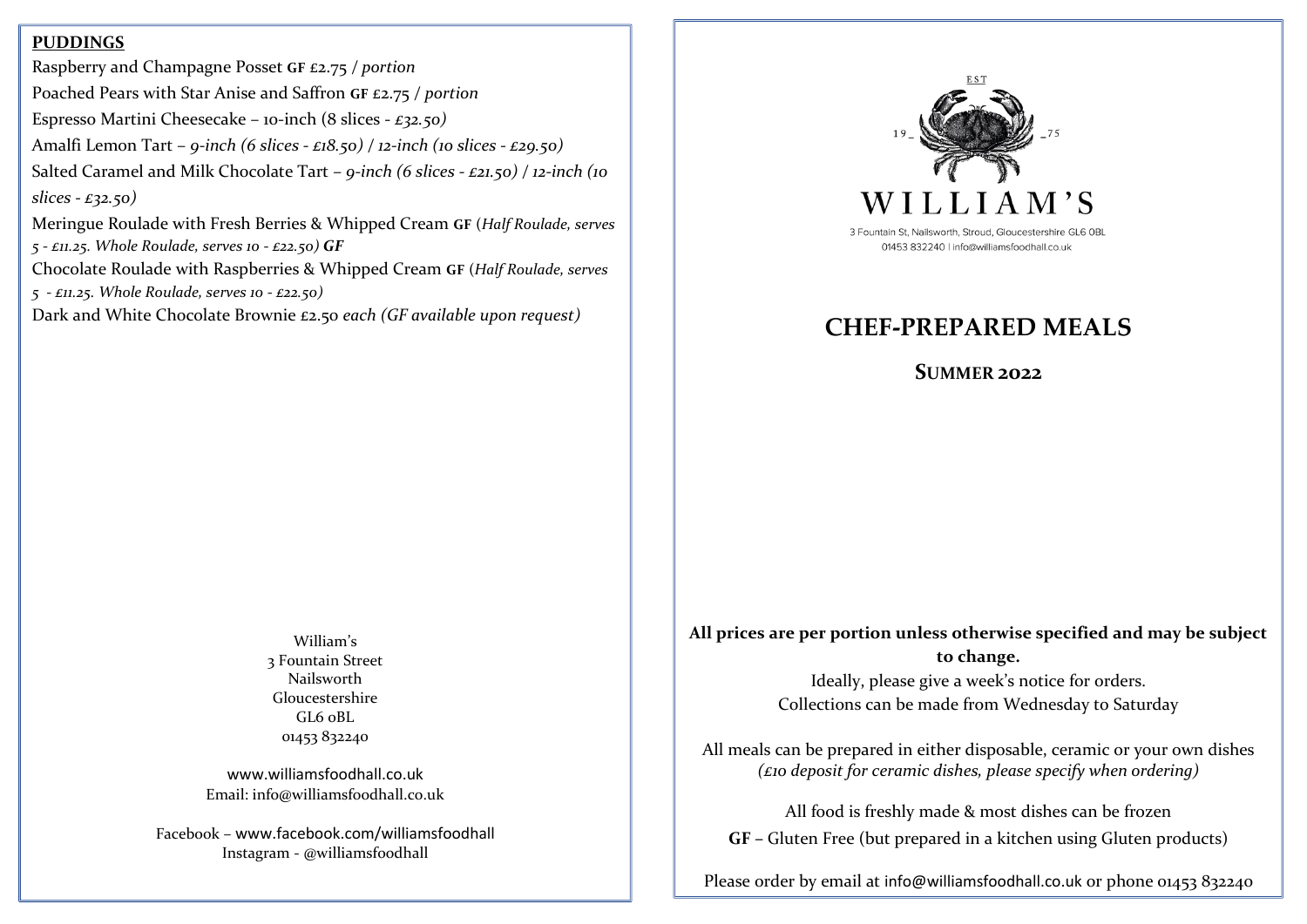## PUDDINGS

Raspberry and Champagne Posset **GF** £2.75 / *portion*

Poached Pears with Star Anise and Saffron **GF** £2.75 / *portion*

Espresso Martini Cheesecake – 10-inch (8 slices - *£32.50)*

Amalfi Lemon Tart – *9-inch (6 slices - £18.50)* / *12-inch (10 slices - £29.50)*

Salted Caramel and Milk Chocolate Tart – *9-inch (6 slices - £21.50)* / *12-inch (10 slices - £32.50)*

Meringue Roulade with Fresh Berries & Whipped Cream **GF** (*Half Roulade, serves 5 - £11.25. Whole Roulade, serves 10 - £22.50) **GF***

Chocolate Roulade with Raspberries & Whipped Cream **GF** (*Half Roulade, serves 5 - £11.25. Whole Roulade, serves 10 - £22.50)*

Dark and White Chocolate Brownie £2.50 *each (GF available upon request)*

William's
3 Fountain Street
Nailsworth
Gloucestershire
GL6 0BL
01453 832240

www.williamsfoodhall.co.uk
Email: info@williamsfoodhall.co.uk

Facebook – www.facebook.com/williamsfoodhall
Instagram - @williamsfoodhall

EST 19_ _75

WILLIAM'S

3 Fountain St, Nailsworth, Stroud, Gloucestershire GL6 0BL
01453 832240 | info@williamsfoodhall.co.uk

# CHEF-PREPARED MEALS

## SUMMER 2022

**All prices are per portion unless otherwise specified and may be subject to change.**

Ideally, please give a week's notice for orders.
Collections can be made from Wednesday to Saturday

All meals can be prepared in either disposable, ceramic or your own dishes
*(£10 deposit for ceramic dishes, please specify when ordering)*

All food is freshly made & most dishes can be frozen

**GF** – Gluten Free (but prepared in a kitchen using Gluten products)

Please order by email at info@williamsfoodhall.co.uk or phone 01453 832240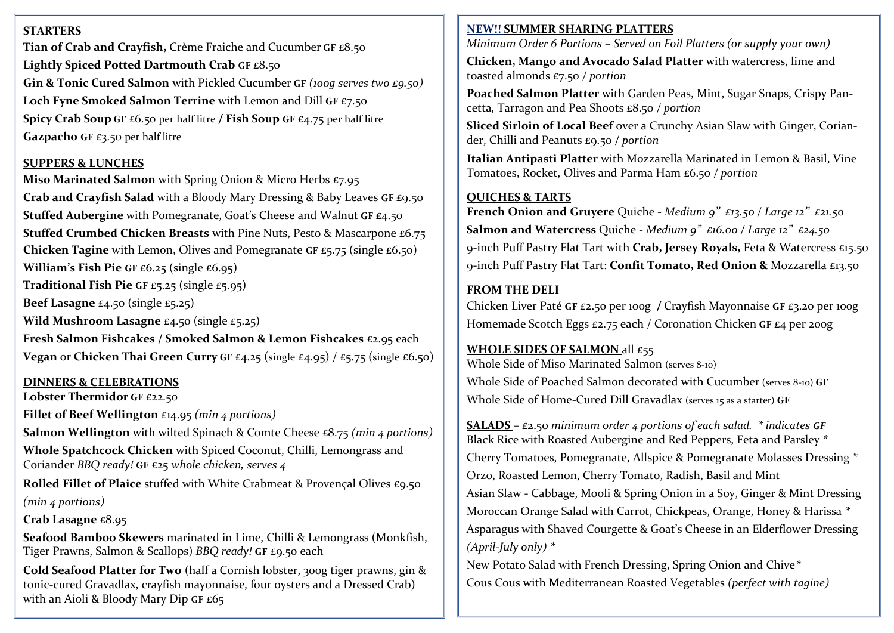## STARTERS

**Tian of Crab and Crayfish,** Crème Fraiche and Cucumber **GF** £8.50

**Lightly Spiced Potted Dartmouth Crab GF** £8.50

**Gin & Tonic Cured Salmon** with Pickled Cucumber **GF** *(100g serves two £9.50)*

**Loch Fyne Smoked Salmon Terrine** with Lemon and Dill **GF** £7.50

**Spicy Crab Soup GF** £6.50 per half litre **/ Fish Soup GF** £4.75 per half litre

**Gazpacho GF** £3.50 per half litre

## SUPPERS & LUNCHES

**Miso Marinated Salmon** with Spring Onion & Micro Herbs £7.95

**Crab and Crayfish Salad** with a Bloody Mary Dressing & Baby Leaves **GF** £9.50

**Stuffed Aubergine** with Pomegranate, Goat's Cheese and Walnut **GF** £4.50

**Stuffed Crumbed Chicken Breasts** with Pine Nuts, Pesto & Mascarpone £6.75

**Chicken Tagine** with Lemon, Olives and Pomegranate **GF** £5.75 (single £6.50)

**William's Fish Pie GF** £6.25 (single £6.95)

**Traditional Fish Pie GF** £5.25 (single £5.95)

**Beef Lasagne** £4.50 (single £5.25)

**Wild Mushroom Lasagne** £4.50 (single £5.25)

**Fresh Salmon Fishcakes / Smoked Salmon & Lemon Fishcakes** £2.95 each

**Vegan** or **Chicken Thai Green Curry GF** £4.25 (single £4.95) / £5.75 (single £6.50)

## DINNERS & CELEBRATIONS

**Lobster Thermidor GF** £22.50

**Fillet of Beef Wellington** £14.95 *(min 4 portions)*

**Salmon Wellington** with wilted Spinach & Comte Cheese £8.75 *(min 4 portions)*

**Whole Spatchcock Chicken** with Spiced Coconut, Chilli, Lemongrass and Coriander *BBQ ready!* **GF** £25 *whole chicken, serves 4*

**Rolled Fillet of Plaice** stuffed with White Crabmeat & Provençal Olives £9.50 *(min 4 portions)*

**Crab Lasagne** £8.95

**Seafood Bamboo Skewers** marinated in Lime, Chilli & Lemongrass (Monkfish, Tiger Prawns, Salmon & Scallops) *BBQ ready!* **GF** £9.50 each

**Cold Seafood Platter for Two** (half a Cornish lobster, 300g tiger prawns, gin & tonic-cured Gravadlax, crayfish mayonnaise, four oysters and a Dressed Crab) with an Aioli & Bloody Mary Dip **GF** £65

## NEW!! SUMMER SHARING PLATTERS

*Minimum Order 6 Portions – Served on Foil Platters (or supply your own)*

**Chicken, Mango and Avocado Salad Platter** with watercress, lime and toasted almonds £7.50 / *portion*

**Poached Salmon Platter** with Garden Peas, Mint, Sugar Snaps, Crispy Pancetta, Tarragon and Pea Shoots £8.50 / *portion*

**Sliced Sirloin of Local Beef** over a Crunchy Asian Slaw with Ginger, Coriander, Chilli and Peanuts £9.50 / *portion*

**Italian Antipasti Platter** with Mozzarella Marinated in Lemon & Basil, Vine Tomatoes, Rocket, Olives and Parma Ham £6.50 / *portion*

## QUICHES & TARTS

**French Onion and Gruyere** Quiche - *Medium 9" £13.50 / Large 12" £21.50*

**Salmon and Watercress** Quiche - *Medium 9" £16.00 / Large 12" £24.50*

9-inch Puff Pastry Flat Tart with **Crab, Jersey Royals,** Feta & Watercress £15.50

9-inch Puff Pastry Flat Tart: **Confit Tomato, Red Onion &** Mozzarella £13.50

## FROM THE DELI

Chicken Liver Paté **GF** £2.50 per 100g **/** Crayfish Mayonnaise **GF** £3.20 per 100g

Homemade Scotch Eggs £2.75 each / Coronation Chicken **GF** £4 per 200g

## WHOLE SIDES OF SALMON all £55

Whole Side of Miso Marinated Salmon (serves 8-10)

Whole Side of Poached Salmon decorated with Cucumber (serves 8-10) **GF**

Whole Side of Home-Cured Dill Gravadlax (serves 15 as a starter) **GF**

## SALADS – £2.50 *minimum order 4 portions of each salad. \* indicates GF*

Black Rice with Roasted Aubergine and Red Peppers, Feta and Parsley *

Cherry Tomatoes, Pomegranate, Allspice & Pomegranate Molasses Dressing *

Orzo, Roasted Lemon, Cherry Tomato, Radish, Basil and Mint

Asian Slaw - Cabbage, Mooli & Spring Onion in a Soy, Ginger & Mint Dressing

Moroccan Orange Salad with Carrot, Chickpeas, Orange, Honey & Harissa *

Asparagus with Shaved Courgette & Goat's Cheese in an Elderflower Dressing *(April-July only)* *

New Potato Salad with French Dressing, Spring Onion and Chive*

Cous Cous with Mediterranean Roasted Vegetables *(perfect with tagine)*